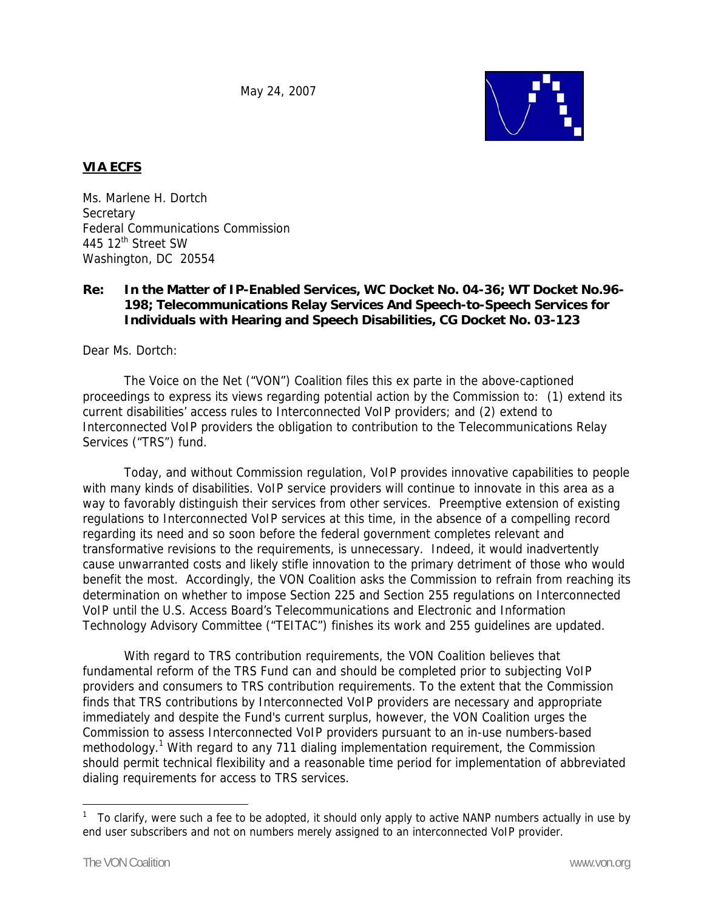May 24, 2007

**VIA ECFS**

Ms. Marlene H. Dortch
Secretary
Federal Communications Commission
445 12th Street SW
Washington, DC 20554

**Re: In the Matter of IP-Enabled Services, WC Docket No. 04-36; WT Docket No.96-198; Telecommunications Relay Services And Speech-to-Speech Services for Individuals with Hearing and Speech Disabilities, CG Docket No. 03-123**

Dear Ms. Dortch:

The Voice on the Net ("VON") Coalition files this ex parte in the above-captioned proceedings to express its views regarding potential action by the Commission to: (1) extend its current disabilities' access rules to Interconnected VoIP providers; and (2) extend to Interconnected VoIP providers the obligation to contribution to the Telecommunications Relay Services ("TRS") fund.

Today, and without Commission regulation, VoIP provides innovative capabilities to people with many kinds of disabilities. VoIP service providers will continue to innovate in this area as a way to favorably distinguish their services from other services. Preemptive extension of existing regulations to Interconnected VoIP services at this time, in the absence of a compelling record regarding its need and so soon before the federal government completes relevant and transformative revisions to the requirements, is unnecessary. Indeed, it would inadvertently cause unwarranted costs and likely stifle innovation to the primary detriment of those who would benefit the most. Accordingly, the VON Coalition asks the Commission to refrain from reaching its determination on whether to impose Section 225 and Section 255 regulations on Interconnected VoIP until the U.S. Access Board's Telecommunications and Electronic and Information Technology Advisory Committee ("TEITAC") finishes its work and 255 guidelines are updated.

With regard to TRS contribution requirements, the VON Coalition believes that fundamental reform of the TRS Fund can and should be completed prior to subjecting VoIP providers and consumers to TRS contribution requirements. To the extent that the Commission finds that TRS contributions by Interconnected VoIP providers are necessary and appropriate immediately and despite the Fund's current surplus, however, the VON Coalition urges the Commission to assess Interconnected VoIP providers pursuant to an in-use numbers-based methodology.[1] With regard to any 711 dialing implementation requirement, the Commission should permit technical flexibility and a reasonable time period for implementation of abbreviated dialing requirements for access to TRS services.

[1] To clarify, were such a fee to be adopted, it should only apply to active NANP numbers actually in use by end user subscribers and not on numbers merely assigned to an interconnected VoIP provider.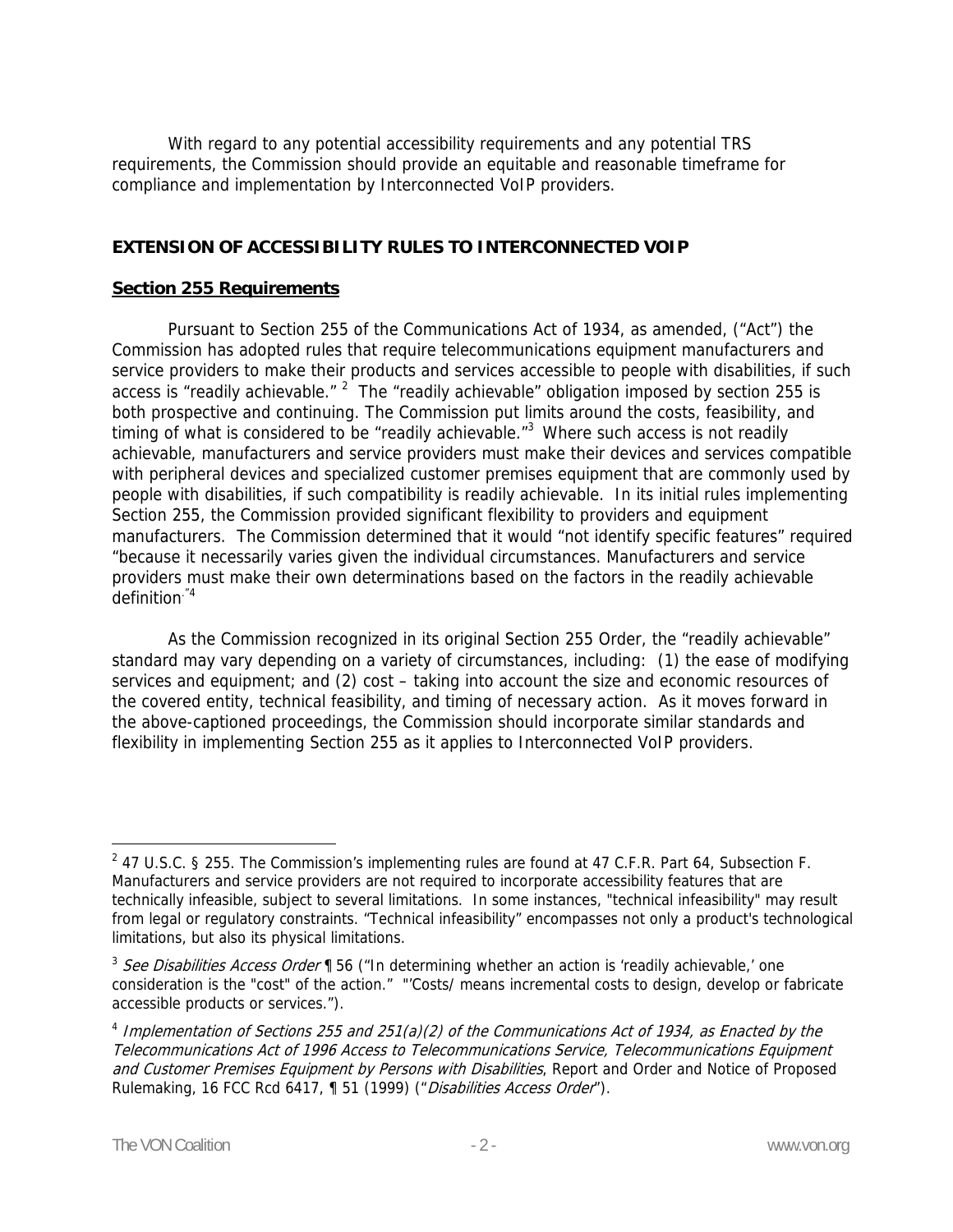With regard to any potential accessibility requirements and any potential TRS requirements, the Commission should provide an equitable and reasonable timeframe for compliance and implementation by Interconnected VoIP providers.

## EXTENSION OF ACCESSIBILITY RULES TO INTERCONNECTED VOIP

### Section 255 Requirements

Pursuant to Section 255 of the Communications Act of 1934, as amended, ("Act") the Commission has adopted rules that require telecommunications equipment manufacturers and service providers to make their products and services accessible to people with disabilities, if such access is "readily achievable." [2] The "readily achievable" obligation imposed by section 255 is both prospective and continuing. The Commission put limits around the costs, feasibility, and timing of what is considered to be "readily achievable."[3] Where such access is not readily achievable, manufacturers and service providers must make their devices and services compatible with peripheral devices and specialized customer premises equipment that are commonly used by people with disabilities, if such compatibility is readily achievable. In its initial rules implementing Section 255, the Commission provided significant flexibility to providers and equipment manufacturers. The Commission determined that it would "not identify specific features" required "because it necessarily varies given the individual circumstances. Manufacturers and service providers must make their own determinations based on the factors in the readily achievable definition."[4]

As the Commission recognized in its original Section 255 Order, the "readily achievable" standard may vary depending on a variety of circumstances, including: (1) the ease of modifying services and equipment; and (2) cost – taking into account the size and economic resources of the covered entity, technical feasibility, and timing of necessary action. As it moves forward in the above-captioned proceedings, the Commission should incorporate similar standards and flexibility in implementing Section 255 as it applies to Interconnected VoIP providers.

---

[2] 47 U.S.C. § 255. The Commission's implementing rules are found at 47 C.F.R. Part 64, Subsection F. Manufacturers and service providers are not required to incorporate accessibility features that are technically infeasible, subject to several limitations. In some instances, "technical infeasibility" may result from legal or regulatory constraints. "Technical infeasibility" encompasses not only a product's technological limitations, but also its physical limitations.

[3] *See Disabilities Access Order* ¶ 56 ("In determining whether an action is 'readily achievable,' one consideration is the "cost" of the action." "'Costs/ means incremental costs to design, develop or fabricate accessible products or services.").

[4] *Implementation of Sections 255 and 251(a)(2) of the Communications Act of 1934, as Enacted by the Telecommunications Act of 1996 Access to Telecommunications Service, Telecommunications Equipment and Customer Premises Equipment by Persons with Disabilities*, Report and Order and Notice of Proposed Rulemaking, 16 FCC Rcd 6417, ¶ 51 (1999) ("*Disabilities Access Order*").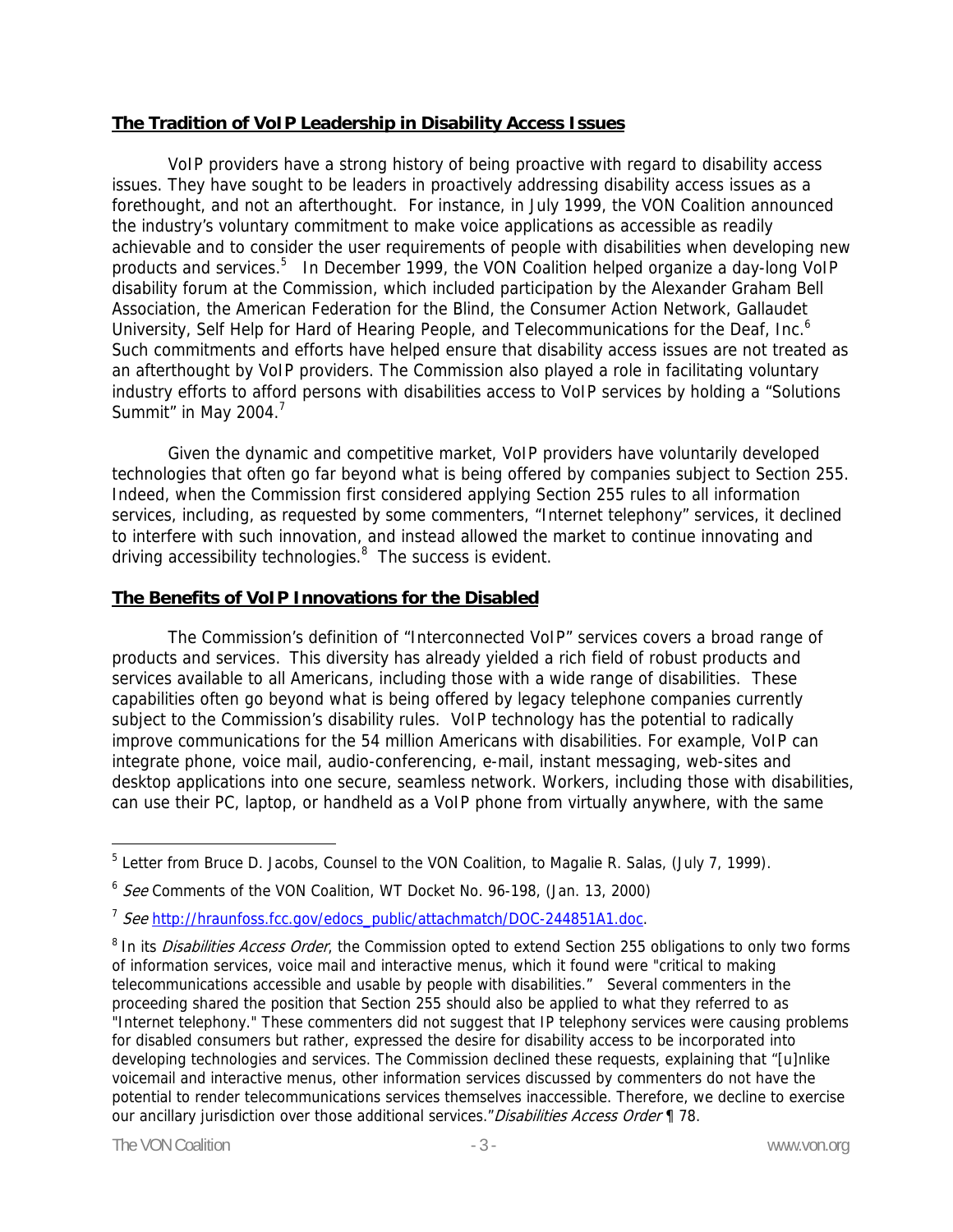## **The Tradition of VoIP Leadership in Disability Access Issues**

VoIP providers have a strong history of being proactive with regard to disability access issues. They have sought to be leaders in proactively addressing disability access issues as a forethought, and not an afterthought. For instance, in July 1999, the VON Coalition announced the industry's voluntary commitment to make voice applications as accessible as readily achievable and to consider the user requirements of people with disabilities when developing new products and services.[5] In December 1999, the VON Coalition helped organize a day-long VoIP disability forum at the Commission, which included participation by the Alexander Graham Bell Association, the American Federation for the Blind, the Consumer Action Network, Gallaudet University, Self Help for Hard of Hearing People, and Telecommunications for the Deaf, Inc.[6] Such commitments and efforts have helped ensure that disability access issues are not treated as an afterthought by VoIP providers. The Commission also played a role in facilitating voluntary industry efforts to afford persons with disabilities access to VoIP services by holding a "Solutions Summit" in May 2004.[7]

Given the dynamic and competitive market, VoIP providers have voluntarily developed technologies that often go far beyond what is being offered by companies subject to Section 255. Indeed, when the Commission first considered applying Section 255 rules to all information services, including, as requested by some commenters, "Internet telephony" services, it declined to interfere with such innovation, and instead allowed the market to continue innovating and driving accessibility technologies.[8] The success is evident.

## **The Benefits of VoIP Innovations for the Disabled**

The Commission's definition of "Interconnected VoIP" services covers a broad range of products and services. This diversity has already yielded a rich field of robust products and services available to all Americans, including those with a wide range of disabilities. These capabilities often go beyond what is being offered by legacy telephone companies currently subject to the Commission's disability rules. VoIP technology has the potential to radically improve communications for the 54 million Americans with disabilities. For example, VoIP can integrate phone, voice mail, audio-conferencing, e-mail, instant messaging, web-sites and desktop applications into one secure, seamless network. Workers, including those with disabilities, can use their PC, laptop, or handheld as a VoIP phone from virtually anywhere, with the same

---

[5] Letter from Bruce D. Jacobs, Counsel to the VON Coalition, to Magalie R. Salas, (July 7, 1999).

[6] *See* Comments of the VON Coalition, WT Docket No. 96-198, (Jan. 13, 2000)

[7] *See* http://hraunfoss.fcc.gov/edocs_public/attachmatch/DOC-244851A1.doc.

[8] In its *Disabilities Access Order*, the Commission opted to extend Section 255 obligations to only two forms of information services, voice mail and interactive menus, which it found were "critical to making telecommunications accessible and usable by people with disabilities." Several commenters in the proceeding shared the position that Section 255 should also be applied to what they referred to as "Internet telephony." These commenters did not suggest that IP telephony services were causing problems for disabled consumers but rather, expressed the desire for disability access to be incorporated into developing technologies and services. The Commission declined these requests, explaining that "[u]nlike voicemail and interactive menus, other information services discussed by commenters do not have the potential to render telecommunications services themselves inaccessible. Therefore, we decline to exercise our ancillary jurisdiction over those additional services."*Disabilities Access Order* ¶ 78.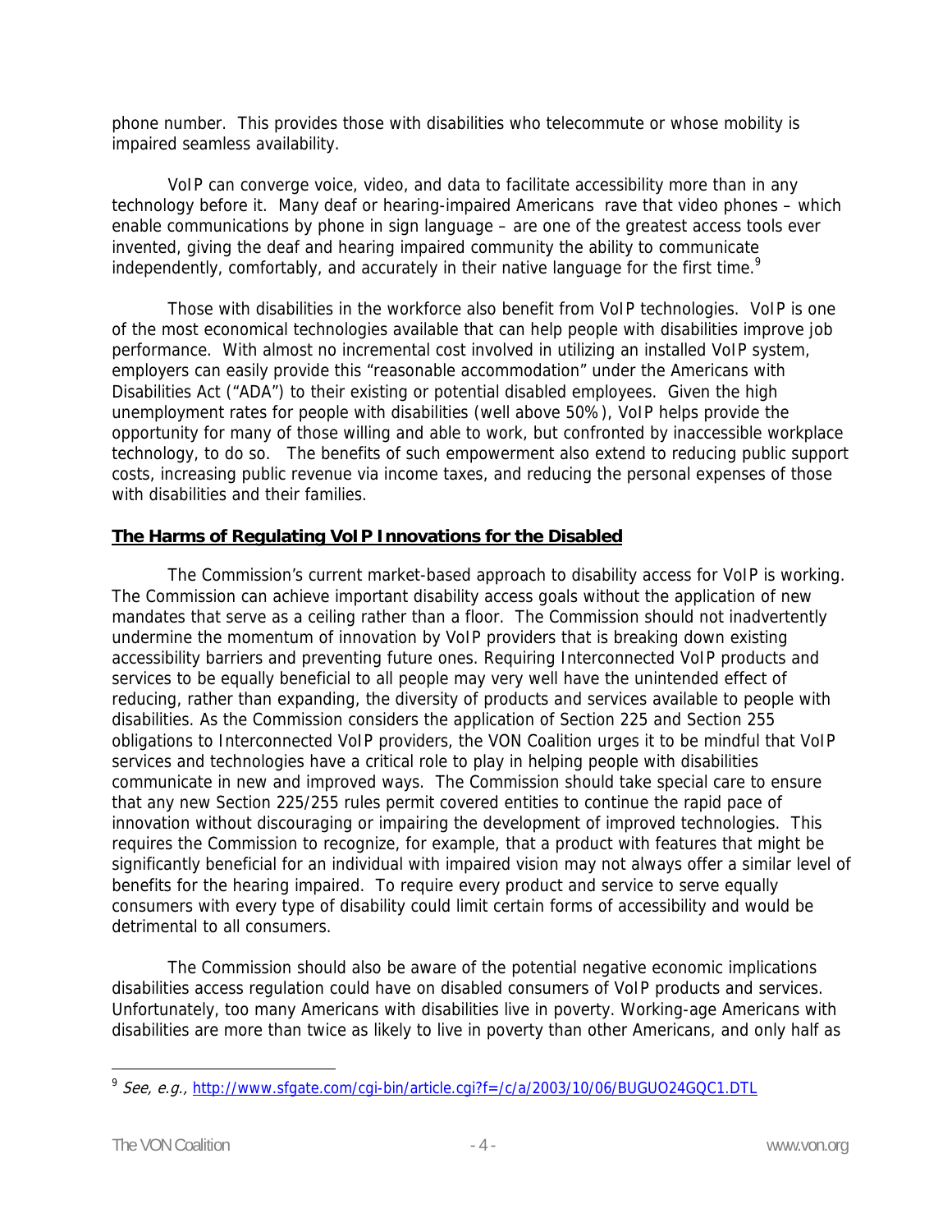phone number. This provides those with disabilities who telecommute or whose mobility is impaired seamless availability.

VoIP can converge voice, video, and data to facilitate accessibility more than in any technology before it. Many deaf or hearing-impaired Americans rave that video phones – which enable communications by phone in sign language – are one of the greatest access tools ever invented, giving the deaf and hearing impaired community the ability to communicate independently, comfortably, and accurately in their native language for the first time.[9]

Those with disabilities in the workforce also benefit from VoIP technologies. VoIP is one of the most economical technologies available that can help people with disabilities improve job performance. With almost no incremental cost involved in utilizing an installed VoIP system, employers can easily provide this "reasonable accommodation" under the Americans with Disabilities Act ("ADA") to their existing or potential disabled employees. Given the high unemployment rates for people with disabilities (well above 50%), VoIP helps provide the opportunity for many of those willing and able to work, but confronted by inaccessible workplace technology, to do so. The benefits of such empowerment also extend to reducing public support costs, increasing public revenue via income taxes, and reducing the personal expenses of those with disabilities and their families.

## The Harms of Regulating VoIP Innovations for the Disabled

The Commission's current market-based approach to disability access for VoIP is working. The Commission can achieve important disability access goals without the application of new mandates that serve as a ceiling rather than a floor. The Commission should not inadvertently undermine the momentum of innovation by VoIP providers that is breaking down existing accessibility barriers and preventing future ones. Requiring Interconnected VoIP products and services to be equally beneficial to all people may very well have the unintended effect of reducing, rather than expanding, the diversity of products and services available to people with disabilities. As the Commission considers the application of Section 225 and Section 255 obligations to Interconnected VoIP providers, the VON Coalition urges it to be mindful that VoIP services and technologies have a critical role to play in helping people with disabilities communicate in new and improved ways. The Commission should take special care to ensure that any new Section 225/255 rules permit covered entities to continue the rapid pace of innovation without discouraging or impairing the development of improved technologies. This requires the Commission to recognize, for example, that a product with features that might be significantly beneficial for an individual with impaired vision may not always offer a similar level of benefits for the hearing impaired. To require every product and service to serve equally consumers with every type of disability could limit certain forms of accessibility and would be detrimental to all consumers.

The Commission should also be aware of the potential negative economic implications disabilities access regulation could have on disabled consumers of VoIP products and services. Unfortunately, too many Americans with disabilities live in poverty. Working-age Americans with disabilities are more than twice as likely to live in poverty than other Americans, and only half as

---

[9] *See, e.g.,* http://www.sfgate.com/cgi-bin/article.cgi?f=/c/a/2003/10/06/BUGUO24GQC1.DTL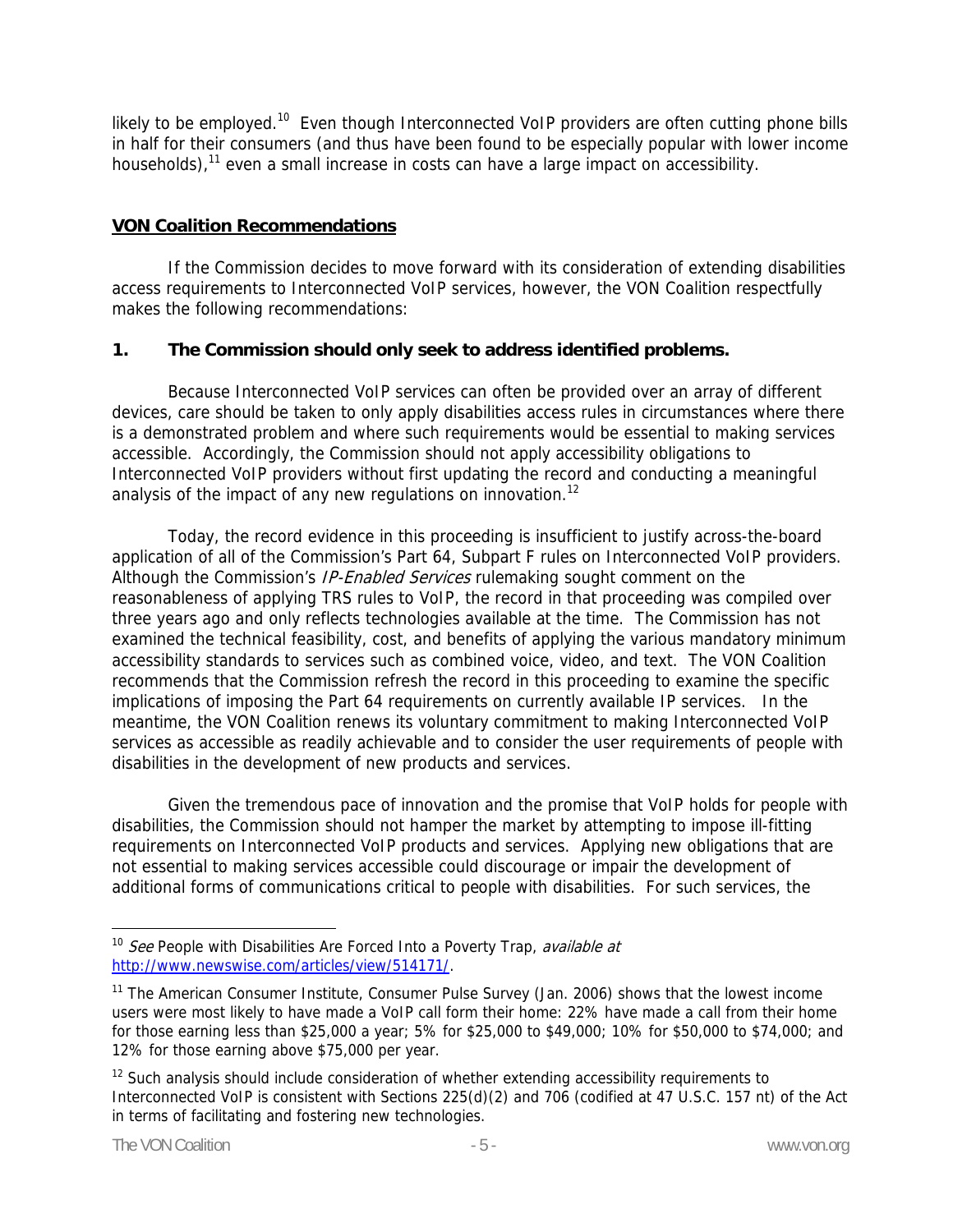likely to be employed.[10] Even though Interconnected VoIP providers are often cutting phone bills in half for their consumers (and thus have been found to be especially popular with lower income households),[11] even a small increase in costs can have a large impact on accessibility.

## VON Coalition Recommendations

If the Commission decides to move forward with its consideration of extending disabilities access requirements to Interconnected VoIP services, however, the VON Coalition respectfully makes the following recommendations:

### 1. The Commission should only seek to address identified problems.

Because Interconnected VoIP services can often be provided over an array of different devices, care should be taken to only apply disabilities access rules in circumstances where there is a demonstrated problem and where such requirements would be essential to making services accessible. Accordingly, the Commission should not apply accessibility obligations to Interconnected VoIP providers without first updating the record and conducting a meaningful analysis of the impact of any new regulations on innovation.[12]

Today, the record evidence in this proceeding is insufficient to justify across-the-board application of all of the Commission's Part 64, Subpart F rules on Interconnected VoIP providers. Although the Commission's *IP-Enabled Services* rulemaking sought comment on the reasonableness of applying TRS rules to VoIP, the record in that proceeding was compiled over three years ago and only reflects technologies available at the time. The Commission has not examined the technical feasibility, cost, and benefits of applying the various mandatory minimum accessibility standards to services such as combined voice, video, and text. The VON Coalition recommends that the Commission refresh the record in this proceeding to examine the specific implications of imposing the Part 64 requirements on currently available IP services. In the meantime, the VON Coalition renews its voluntary commitment to making Interconnected VoIP services as accessible as readily achievable and to consider the user requirements of people with disabilities in the development of new products and services.

Given the tremendous pace of innovation and the promise that VoIP holds for people with disabilities, the Commission should not hamper the market by attempting to impose ill-fitting requirements on Interconnected VoIP products and services. Applying new obligations that are not essential to making services accessible could discourage or impair the development of additional forms of communications critical to people with disabilities. For such services, the

---

[10] *See* People with Disabilities Are Forced Into a Poverty Trap, *available at* http://www.newswise.com/articles/view/514171/.

[11] The American Consumer Institute, Consumer Pulse Survey (Jan. 2006) shows that the lowest income users were most likely to have made a VoIP call form their home: 22% have made a call from their home for those earning less than $25,000 a year; 5% for $25,000 to $49,000; 10% for $50,000 to $74,000; and 12% for those earning above $75,000 per year.

[12] Such analysis should include consideration of whether extending accessibility requirements to Interconnected VoIP is consistent with Sections 225(d)(2) and 706 (codified at 47 U.S.C. 157 nt) of the Act in terms of facilitating and fostering new technologies.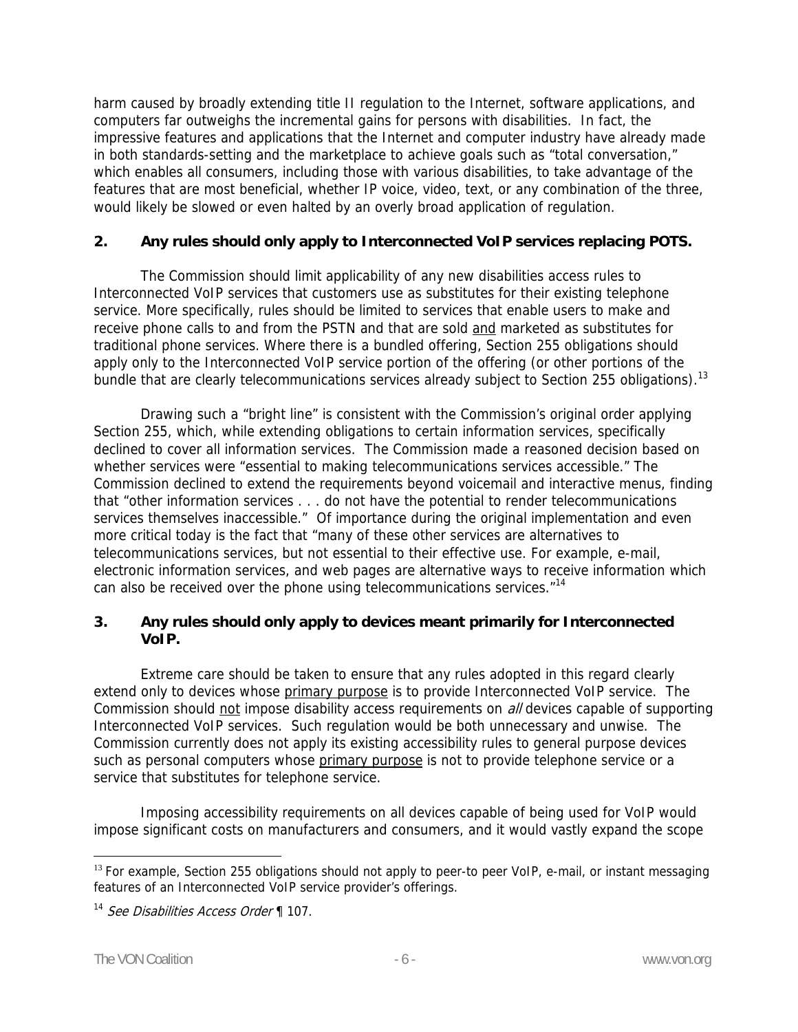harm caused by broadly extending title II regulation to the Internet, software applications, and computers far outweighs the incremental gains for persons with disabilities. In fact, the impressive features and applications that the Internet and computer industry have already made in both standards-setting and the marketplace to achieve goals such as "total conversation," which enables all consumers, including those with various disabilities, to take advantage of the features that are most beneficial, whether IP voice, video, text, or any combination of the three, would likely be slowed or even halted by an overly broad application of regulation.

### 2. Any rules should only apply to Interconnected VoIP services replacing POTS.

The Commission should limit applicability of any new disabilities access rules to Interconnected VoIP services that customers use as substitutes for their existing telephone service. More specifically, rules should be limited to services that enable users to make and receive phone calls to and from the PSTN and that are sold <u>and</u> marketed as substitutes for traditional phone services. Where there is a bundled offering, Section 255 obligations should apply only to the Interconnected VoIP service portion of the offering (or other portions of the bundle that are clearly telecommunications services already subject to Section 255 obligations).[13]

Drawing such a "bright line" is consistent with the Commission's original order applying Section 255, which, while extending obligations to certain information services, specifically declined to cover all information services. The Commission made a reasoned decision based on whether services were "essential to making telecommunications services accessible." The Commission declined to extend the requirements beyond voicemail and interactive menus, finding that "other information services . . . do not have the potential to render telecommunications services themselves inaccessible." Of importance during the original implementation and even more critical today is the fact that "many of these other services are alternatives to telecommunications services, but not essential to their effective use. For example, e-mail, electronic information services, and web pages are alternative ways to receive information which can also be received over the phone using telecommunications services."[14]

### 3. Any rules should only apply to devices meant primarily for Interconnected VoIP.

Extreme care should be taken to ensure that any rules adopted in this regard clearly extend only to devices whose <u>primary purpose</u> is to provide Interconnected VoIP service. The Commission should <u>not</u> impose disability access requirements on *all* devices capable of supporting Interconnected VoIP services. Such regulation would be both unnecessary and unwise. The Commission currently does not apply its existing accessibility rules to general purpose devices such as personal computers whose <u>primary purpose</u> is not to provide telephone service or a service that substitutes for telephone service.

Imposing accessibility requirements on all devices capable of being used for VoIP would impose significant costs on manufacturers and consumers, and it would vastly expand the scope

---

[13] For example, Section 255 obligations should not apply to peer-to peer VoIP, e-mail, or instant messaging features of an Interconnected VoIP service provider's offerings.

[14] *See Disabilities Access Order* ¶ 107.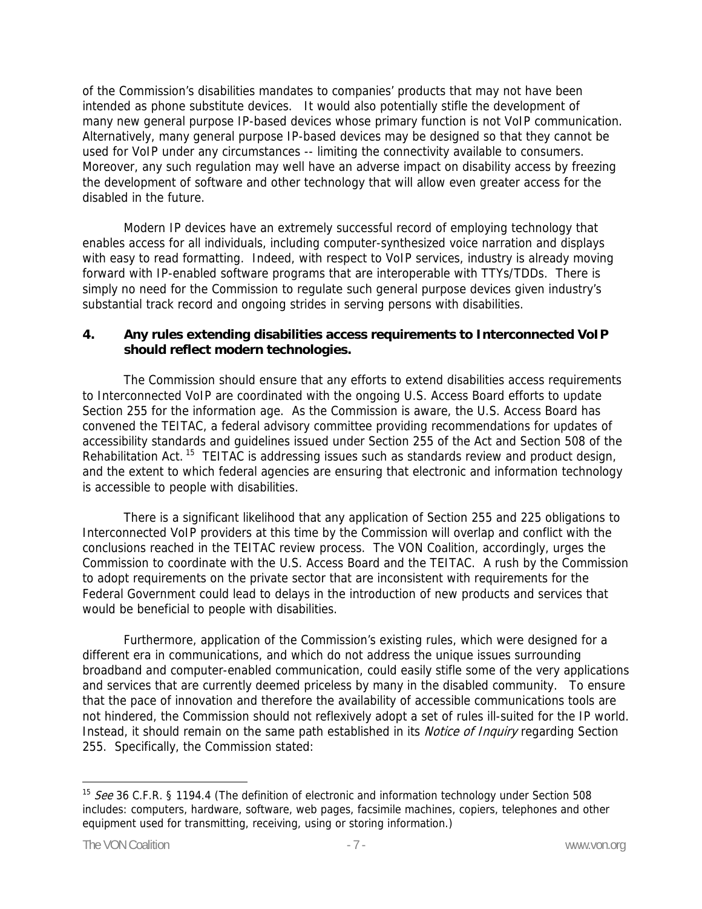of the Commission's disabilities mandates to companies' products that may not have been intended as phone substitute devices. It would also potentially stifle the development of many new general purpose IP-based devices whose primary function is not VoIP communication. Alternatively, many general purpose IP-based devices may be designed so that they cannot be used for VoIP under any circumstances -- limiting the connectivity available to consumers. Moreover, any such regulation may well have an adverse impact on disability access by freezing the development of software and other technology that will allow even greater access for the disabled in the future.

Modern IP devices have an extremely successful record of employing technology that enables access for all individuals, including computer-synthesized voice narration and displays with easy to read formatting. Indeed, with respect to VoIP services, industry is already moving forward with IP-enabled software programs that are interoperable with TTYs/TDDs. There is simply no need for the Commission to regulate such general purpose devices given industry's substantial track record and ongoing strides in serving persons with disabilities.

**4. Any rules extending disabilities access requirements to Interconnected VoIP should reflect modern technologies.**

The Commission should ensure that any efforts to extend disabilities access requirements to Interconnected VoIP are coordinated with the ongoing U.S. Access Board efforts to update Section 255 for the information age. As the Commission is aware, the U.S. Access Board has convened the TEITAC, a federal advisory committee providing recommendations for updates of accessibility standards and guidelines issued under Section 255 of the Act and Section 508 of the Rehabilitation Act.[15] TEITAC is addressing issues such as standards review and product design, and the extent to which federal agencies are ensuring that electronic and information technology is accessible to people with disabilities.

There is a significant likelihood that any application of Section 255 and 225 obligations to Interconnected VoIP providers at this time by the Commission will overlap and conflict with the conclusions reached in the TEITAC review process. The VON Coalition, accordingly, urges the Commission to coordinate with the U.S. Access Board and the TEITAC. A rush by the Commission to adopt requirements on the private sector that are inconsistent with requirements for the Federal Government could lead to delays in the introduction of new products and services that would be beneficial to people with disabilities.

Furthermore, application of the Commission's existing rules, which were designed for a different era in communications, and which do not address the unique issues surrounding broadband and computer-enabled communication, could easily stifle some of the very applications and services that are currently deemed priceless by many in the disabled community. To ensure that the pace of innovation and therefore the availability of accessible communications tools are not hindered, the Commission should not reflexively adopt a set of rules ill-suited for the IP world. Instead, it should remain on the same path established in its *Notice of Inquiry* regarding Section 255. Specifically, the Commission stated:

---

[15] *See* 36 C.F.R. § 1194.4 (The definition of electronic and information technology under Section 508 includes: computers, hardware, software, web pages, facsimile machines, copiers, telephones and other equipment used for transmitting, receiving, using or storing information.)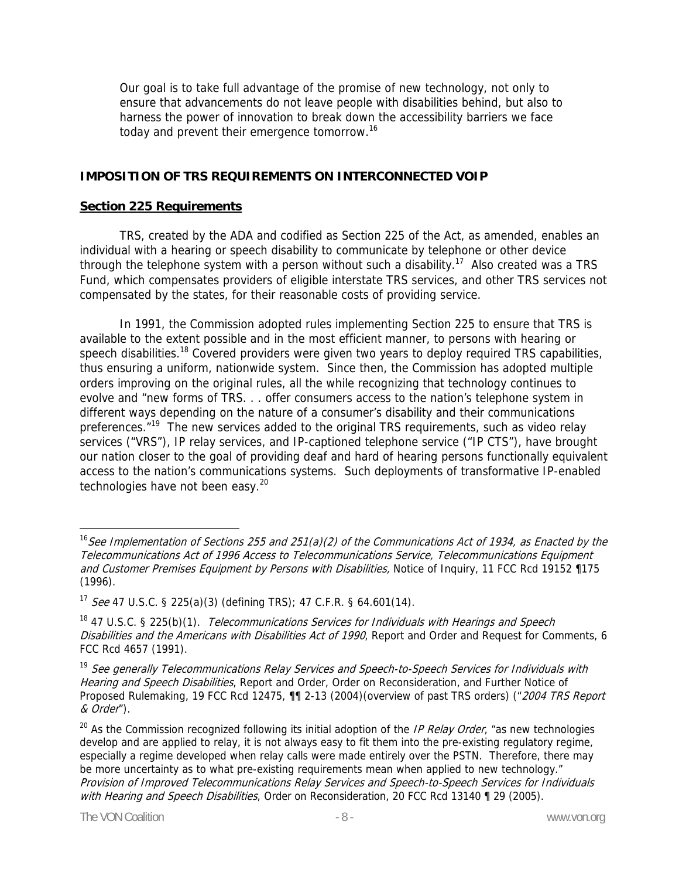> Our goal is to take full advantage of the promise of new technology, not only to ensure that advancements do not leave people with disabilities behind, but also to harness the power of innovation to break down the accessibility barriers we face today and prevent their emergence tomorrow.[16]

## IMPOSITION OF TRS REQUIREMENTS ON INTERCONNECTED VOIP

### Section 225 Requirements

TRS, created by the ADA and codified as Section 225 of the Act, as amended, enables an individual with a hearing or speech disability to communicate by telephone or other device through the telephone system with a person without such a disability.[17] Also created was a TRS Fund, which compensates providers of eligible interstate TRS services, and other TRS services not compensated by the states, for their reasonable costs of providing service.

In 1991, the Commission adopted rules implementing Section 225 to ensure that TRS is available to the extent possible and in the most efficient manner, to persons with hearing or speech disabilities.[18] Covered providers were given two years to deploy required TRS capabilities, thus ensuring a uniform, nationwide system. Since then, the Commission has adopted multiple orders improving on the original rules, all the while recognizing that technology continues to evolve and "new forms of TRS. . . offer consumers access to the nation's telephone system in different ways depending on the nature of a consumer's disability and their communications preferences."[19] The new services added to the original TRS requirements, such as video relay services ("VRS"), IP relay services, and IP-captioned telephone service ("IP CTS"), have brought our nation closer to the goal of providing deaf and hard of hearing persons functionally equivalent access to the nation's communications systems. Such deployments of transformative IP-enabled technologies have not been easy.[20]

---

[16] *See Implementation of Sections 255 and 251(a)(2) of the Communications Act of 1934, as Enacted by the Telecommunications Act of 1996 Access to Telecommunications Service, Telecommunications Equipment and Customer Premises Equipment by Persons with Disabilities,* Notice of Inquiry, 11 FCC Rcd 19152 ¶175 (1996).

[17] *See* 47 U.S.C. § 225(a)(3) (defining TRS); 47 C.F.R. § 64.601(14).

[18] 47 U.S.C. § 225(b)(1). *Telecommunications Services for Individuals with Hearings and Speech Disabilities and the Americans with Disabilities Act of 1990*, Report and Order and Request for Comments, 6 FCC Rcd 4657 (1991).

[19] *See generally Telecommunications Relay Services and Speech-to-Speech Services for Individuals with Hearing and Speech Disabilities*, Report and Order, Order on Reconsideration, and Further Notice of Proposed Rulemaking, 19 FCC Rcd 12475, ¶¶ 2-13 (2004)(overview of past TRS orders) ("*2004 TRS Report & Order*").

[20] As the Commission recognized following its initial adoption of the *IP Relay Order*, "as new technologies develop and are applied to relay, it is not always easy to fit them into the pre-existing regulatory regime, especially a regime developed when relay calls were made entirely over the PSTN. Therefore, there may be more uncertainty as to what pre-existing requirements mean when applied to new technology." *Provision of Improved Telecommunications Relay Services and Speech-to-Speech Services for Individuals with Hearing and Speech Disabilities*, Order on Reconsideration, 20 FCC Rcd 13140 ¶ 29 (2005).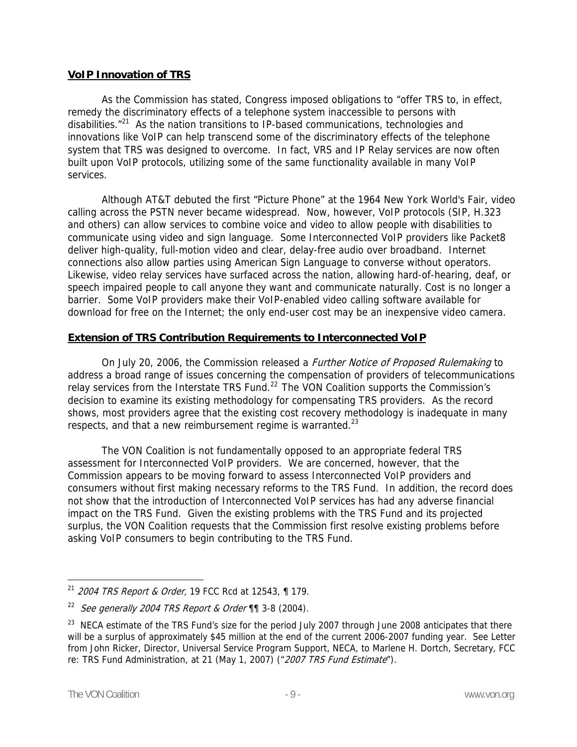**VoIP Innovation of TRS**

As the Commission has stated, Congress imposed obligations to "offer TRS to, in effect, remedy the discriminatory effects of a telephone system inaccessible to persons with disabilities."[21] As the nation transitions to IP-based communications, technologies and innovations like VoIP can help transcend some of the discriminatory effects of the telephone system that TRS was designed to overcome. In fact, VRS and IP Relay services are now often built upon VoIP protocols, utilizing some of the same functionality available in many VoIP services.

Although AT&T debuted the first "Picture Phone" at the 1964 New York World's Fair, video calling across the PSTN never became widespread. Now, however, VoIP protocols (SIP, H.323 and others) can allow services to combine voice and video to allow people with disabilities to communicate using video and sign language. Some Interconnected VoIP providers like Packet8 deliver high-quality, full-motion video and clear, delay-free audio over broadband. Internet connections also allow parties using American Sign Language to converse without operators. Likewise, video relay services have surfaced across the nation, allowing hard-of-hearing, deaf, or speech impaired people to call anyone they want and communicate naturally. Cost is no longer a barrier. Some VoIP providers make their VoIP-enabled video calling software available for download for free on the Internet; the only end-user cost may be an inexpensive video camera.

**Extension of TRS Contribution Requirements to Interconnected VoIP**

On July 20, 2006, the Commission released a *Further Notice of Proposed Rulemaking* to address a broad range of issues concerning the compensation of providers of telecommunications relay services from the Interstate TRS Fund.[22] The VON Coalition supports the Commission's decision to examine its existing methodology for compensating TRS providers. As the record shows, most providers agree that the existing cost recovery methodology is inadequate in many respects, and that a new reimbursement regime is warranted.[23]

The VON Coalition is not fundamentally opposed to an appropriate federal TRS assessment for Interconnected VoIP providers. We are concerned, however, that the Commission appears to be moving forward to assess Interconnected VoIP providers and consumers without first making necessary reforms to the TRS Fund. In addition, the record does not show that the introduction of Interconnected VoIP services has had any adverse financial impact on the TRS Fund. Given the existing problems with the TRS Fund and its projected surplus, the VON Coalition requests that the Commission first resolve existing problems before asking VoIP consumers to begin contributing to the TRS Fund.

---

[21] *2004 TRS Report & Order,* 19 FCC Rcd at 12543, ¶ 179.

[22] *See generally 2004 TRS Report & Order* ¶¶ 3-8 (2004).

[23] NECA estimate of the TRS Fund's size for the period July 2007 through June 2008 anticipates that there will be a surplus of approximately $45 million at the end of the current 2006-2007 funding year. See Letter from John Ricker, Director, Universal Service Program Support, NECA, to Marlene H. Dortch, Secretary, FCC re: TRS Fund Administration, at 21 (May 1, 2007) ("*2007 TRS Fund Estimate*").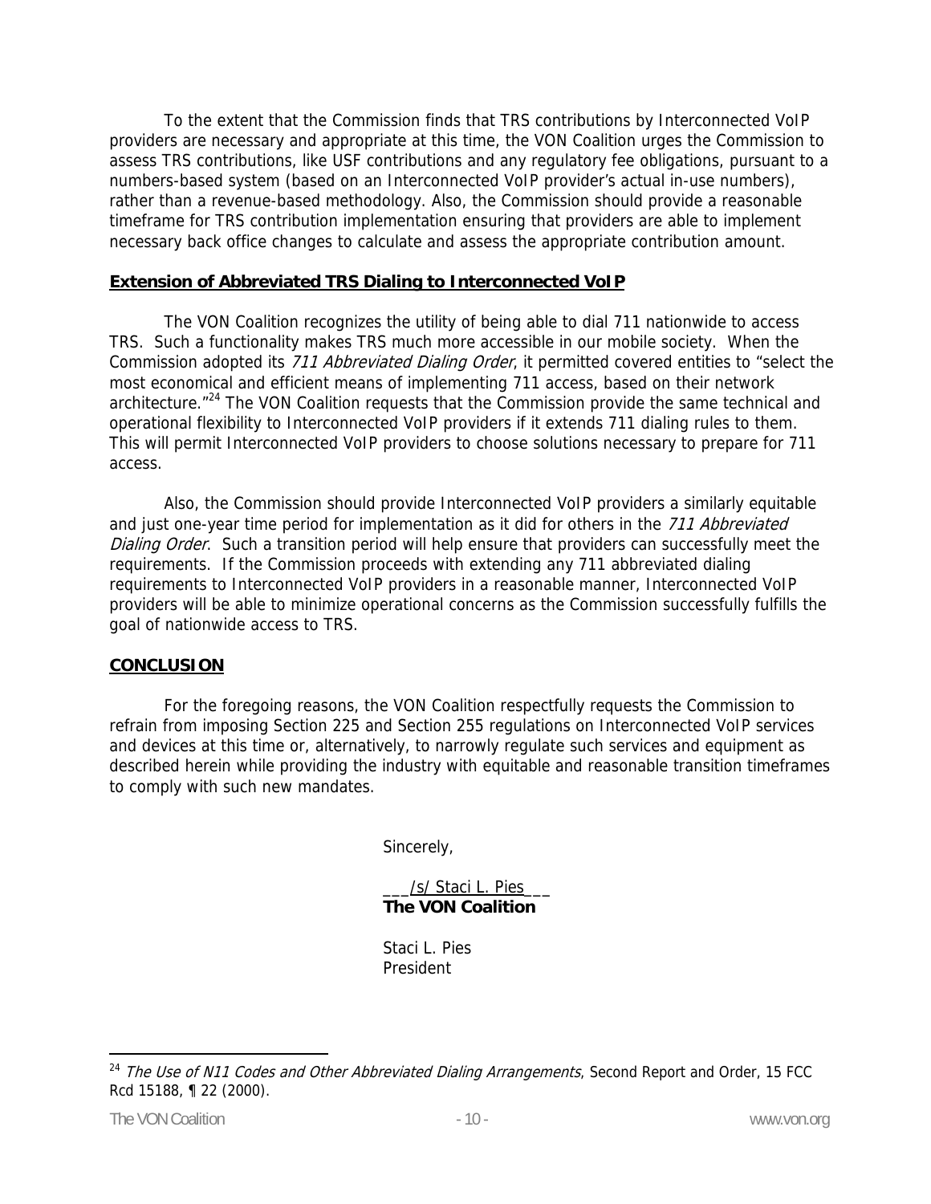To the extent that the Commission finds that TRS contributions by Interconnected VoIP providers are necessary and appropriate at this time, the VON Coalition urges the Commission to assess TRS contributions, like USF contributions and any regulatory fee obligations, pursuant to a numbers-based system (based on an Interconnected VoIP provider's actual in-use numbers), rather than a revenue-based methodology. Also, the Commission should provide a reasonable timeframe for TRS contribution implementation ensuring that providers are able to implement necessary back office changes to calculate and assess the appropriate contribution amount.

## Extension of Abbreviated TRS Dialing to Interconnected VoIP

The VON Coalition recognizes the utility of being able to dial 711 nationwide to access TRS. Such a functionality makes TRS much more accessible in our mobile society. When the Commission adopted its *711 Abbreviated Dialing Order*, it permitted covered entities to "select the most economical and efficient means of implementing 711 access, based on their network architecture."[24] The VON Coalition requests that the Commission provide the same technical and operational flexibility to Interconnected VoIP providers if it extends 711 dialing rules to them. This will permit Interconnected VoIP providers to choose solutions necessary to prepare for 711 access.

Also, the Commission should provide Interconnected VoIP providers a similarly equitable and just one-year time period for implementation as it did for others in the *711 Abbreviated Dialing Order*. Such a transition period will help ensure that providers can successfully meet the requirements. If the Commission proceeds with extending any 711 abbreviated dialing requirements to Interconnected VoIP providers in a reasonable manner, Interconnected VoIP providers will be able to minimize operational concerns as the Commission successfully fulfills the goal of nationwide access to TRS.

## CONCLUSION

For the foregoing reasons, the VON Coalition respectfully requests the Commission to refrain from imposing Section 225 and Section 255 regulations on Interconnected VoIP services and devices at this time or, alternatively, to narrowly regulate such services and equipment as described herein while providing the industry with equitable and reasonable transition timeframes to comply with such new mandates.

Sincerely,

___/s/ Staci L. Pies___
**The VON Coalition**

Staci L. Pies
President

---

[24] *The Use of N11 Codes and Other Abbreviated Dialing Arrangements*, Second Report and Order, 15 FCC Rcd 15188, ¶ 22 (2000).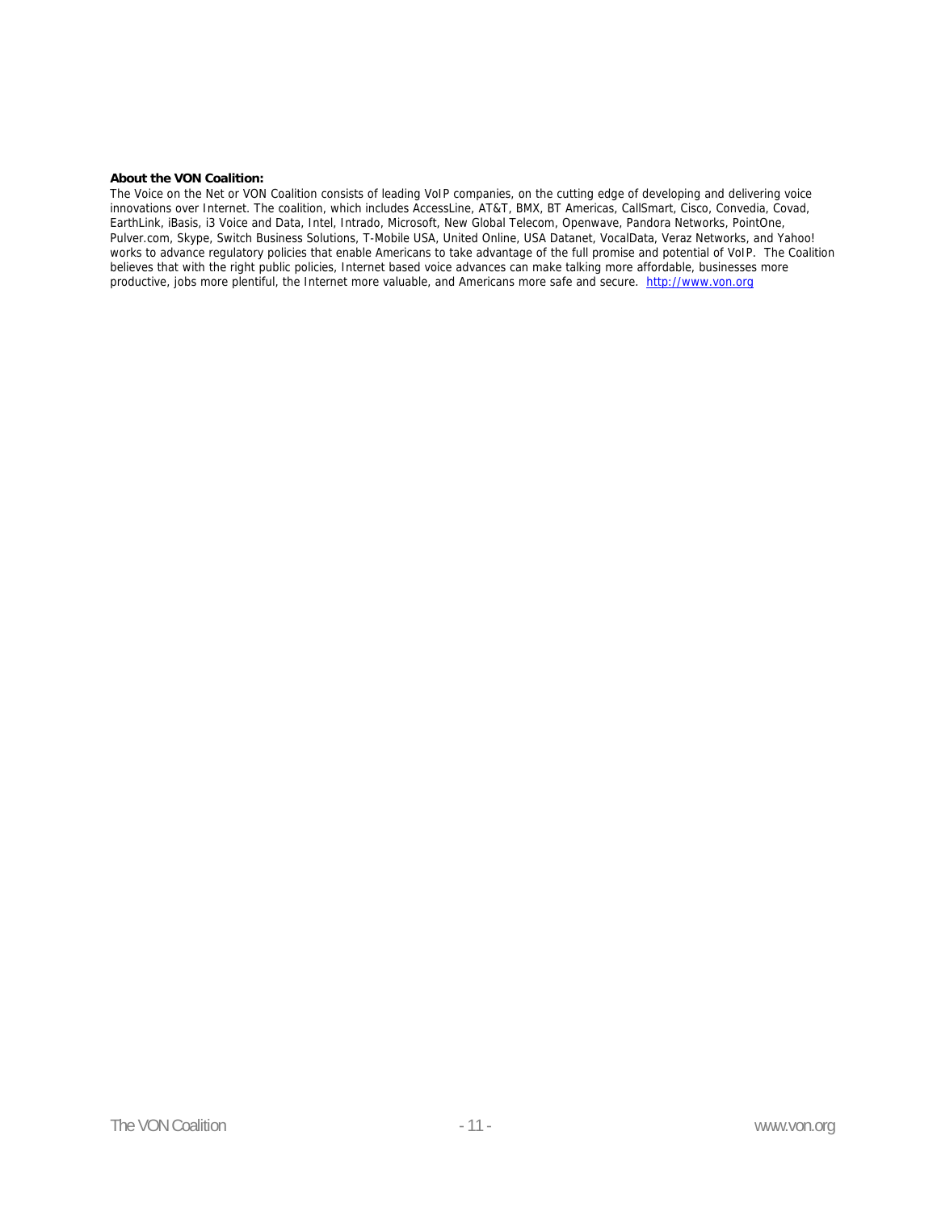**About the VON Coalition:**

The Voice on the Net or VON Coalition consists of leading VoIP companies, on the cutting edge of developing and delivering voice innovations over Internet. The coalition, which includes AccessLine, AT&T, BMX, BT Americas, CallSmart, Cisco, Convedia, Covad, EarthLink, iBasis, i3 Voice and Data, Intel, Intrado, Microsoft, New Global Telecom, Openwave, Pandora Networks, PointOne, Pulver.com, Skype, Switch Business Solutions, T-Mobile USA, United Online, USA Datanet, VocalData, Veraz Networks, and Yahoo! works to advance regulatory policies that enable Americans to take advantage of the full promise and potential of VoIP. The Coalition believes that with the right public policies, Internet based voice advances can make talking more affordable, businesses more productive, jobs more plentiful, the Internet more valuable, and Americans more safe and secure. http://www.von.org